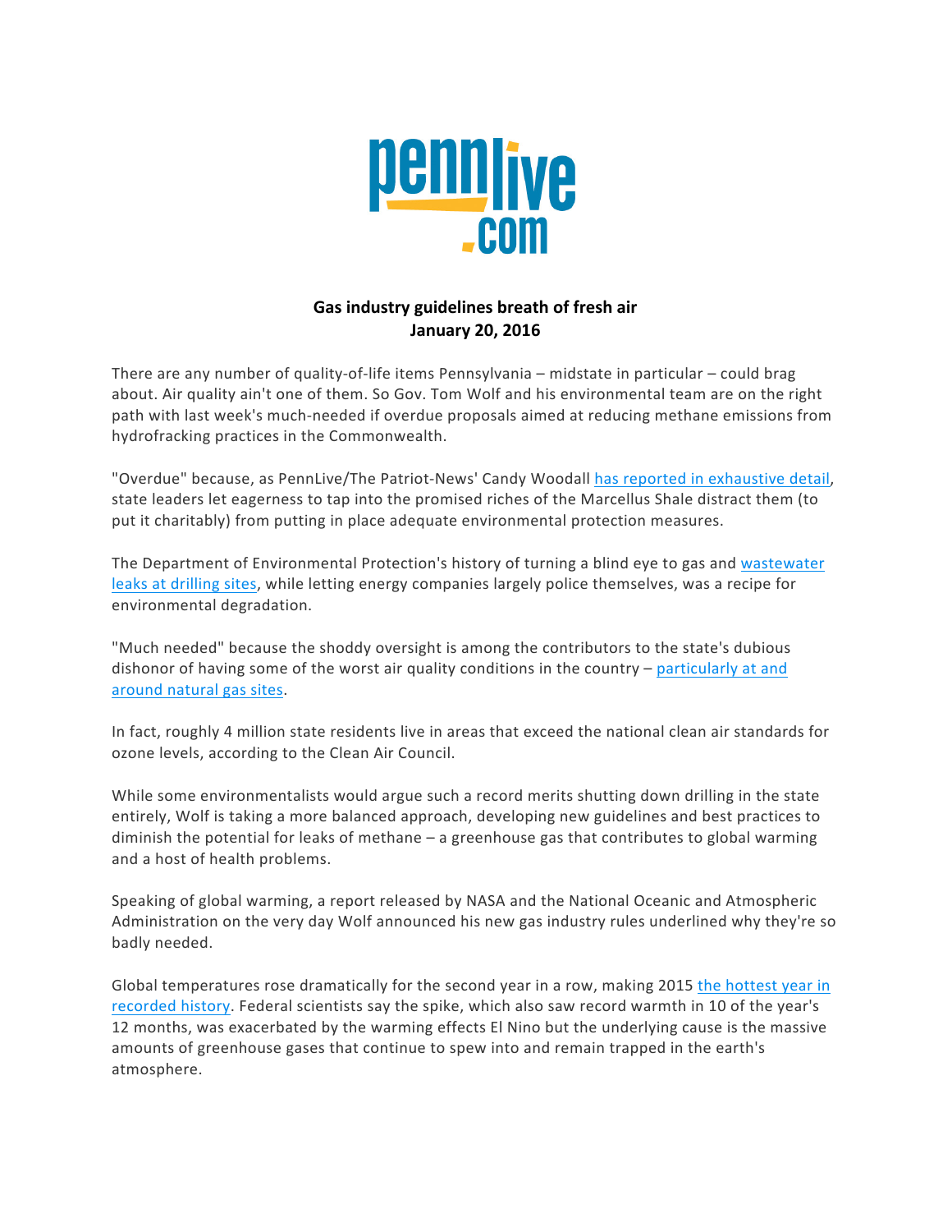pennlive.com

# Gas industry guidelines breath of fresh air

**January 20, 2016**

There are any number of quality-of-life items Pennsylvania – midstate in particular – could brag about. Air quality ain't one of them. So Gov. Tom Wolf and his environmental team are on the right path with last week's much-needed if overdue proposals aimed at reducing methane emissions from hydrofracking practices in the Commonwealth.

"Overdue" because, as PennLive/The Patriot-News' Candy Woodall has reported in exhaustive detail, state leaders let eagerness to tap into the promised riches of the Marcellus Shale distract them (to put it charitably) from putting in place adequate environmental protection measures.

The Department of Environmental Protection's history of turning a blind eye to gas and wastewater leaks at drilling sites, while letting energy companies largely police themselves, was a recipe for environmental degradation.

"Much needed" because the shoddy oversight is among the contributors to the state's dubious dishonor of having some of the worst air quality conditions in the country – particularly at and around natural gas sites.

In fact, roughly 4 million state residents live in areas that exceed the national clean air standards for ozone levels, according to the Clean Air Council.

While some environmentalists would argue such a record merits shutting down drilling in the state entirely, Wolf is taking a more balanced approach, developing new guidelines and best practices to diminish the potential for leaks of methane – a greenhouse gas that contributes to global warming and a host of health problems.

Speaking of global warming, a report released by NASA and the National Oceanic and Atmospheric Administration on the very day Wolf announced his new gas industry rules underlined why they're so badly needed.

Global temperatures rose dramatically for the second year in a row, making 2015 the hottest year in recorded history. Federal scientists say the spike, which also saw record warmth in 10 of the year's 12 months, was exacerbated by the warming effects El Nino but the underlying cause is the massive amounts of greenhouse gases that continue to spew into and remain trapped in the earth's atmosphere.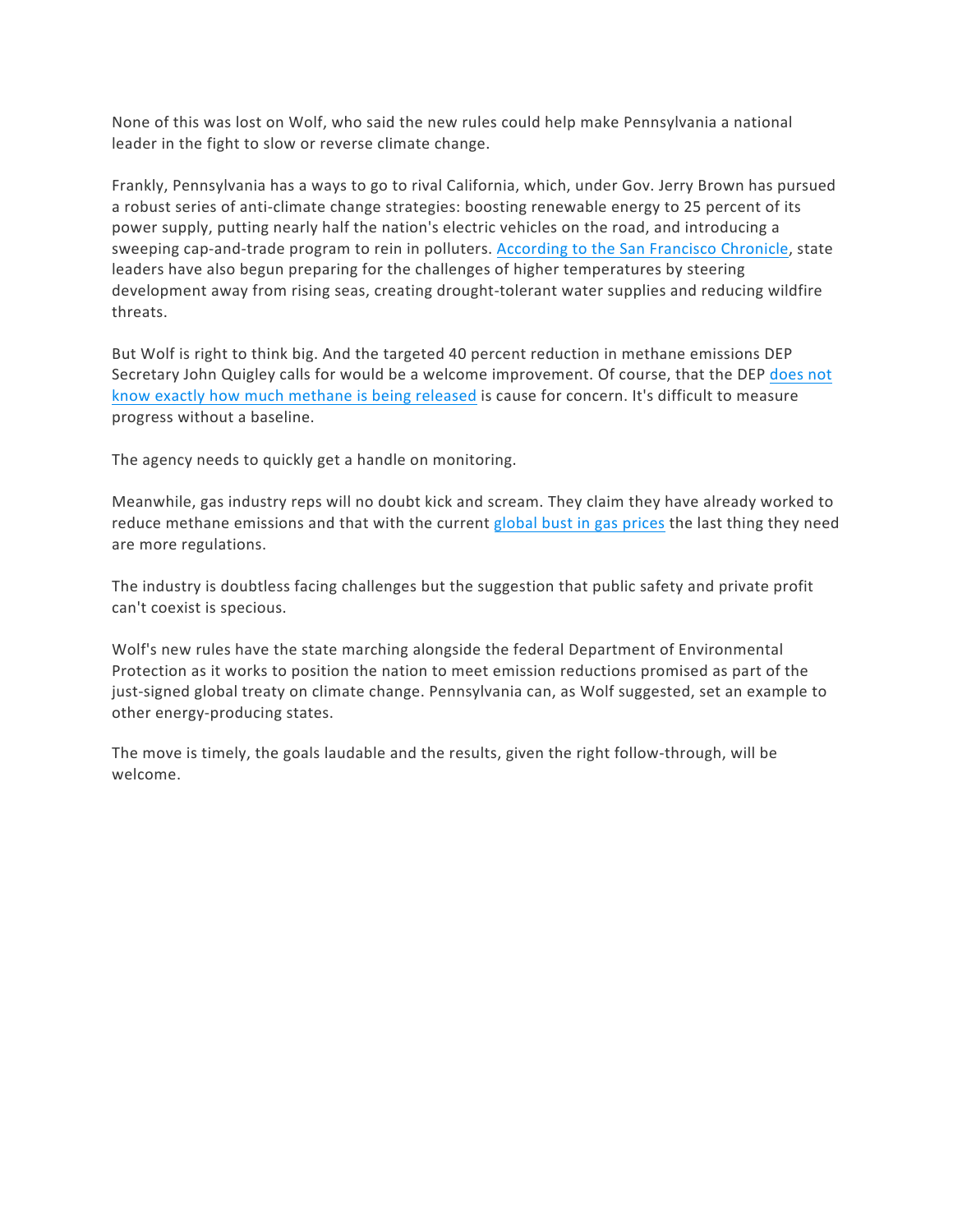None of this was lost on Wolf, who said the new rules could help make Pennsylvania a national leader in the fight to slow or reverse climate change.

Frankly, Pennsylvania has a ways to go to rival California, which, under Gov. Jerry Brown has pursued a robust series of anti-climate change strategies: boosting renewable energy to 25 percent of its power supply, putting nearly half the nation's electric vehicles on the road, and introducing a sweeping cap-and-trade program to rein in polluters. According to the San Francisco Chronicle, state leaders have also begun preparing for the challenges of higher temperatures by steering development away from rising seas, creating drought-tolerant water supplies and reducing wildfire threats.

But Wolf is right to think big. And the targeted 40 percent reduction in methane emissions DEP Secretary John Quigley calls for would be a welcome improvement. Of course, that the DEP does not know exactly how much methane is being released is cause for concern. It's difficult to measure progress without a baseline.

The agency needs to quickly get a handle on monitoring.

Meanwhile, gas industry reps will no doubt kick and scream. They claim they have already worked to reduce methane emissions and that with the current global bust in gas prices the last thing they need are more regulations.

The industry is doubtless facing challenges but the suggestion that public safety and private profit can't coexist is specious.

Wolf's new rules have the state marching alongside the federal Department of Environmental Protection as it works to position the nation to meet emission reductions promised as part of the just-signed global treaty on climate change. Pennsylvania can, as Wolf suggested, set an example to other energy-producing states.

The move is timely, the goals laudable and the results, given the right follow-through, will be welcome.